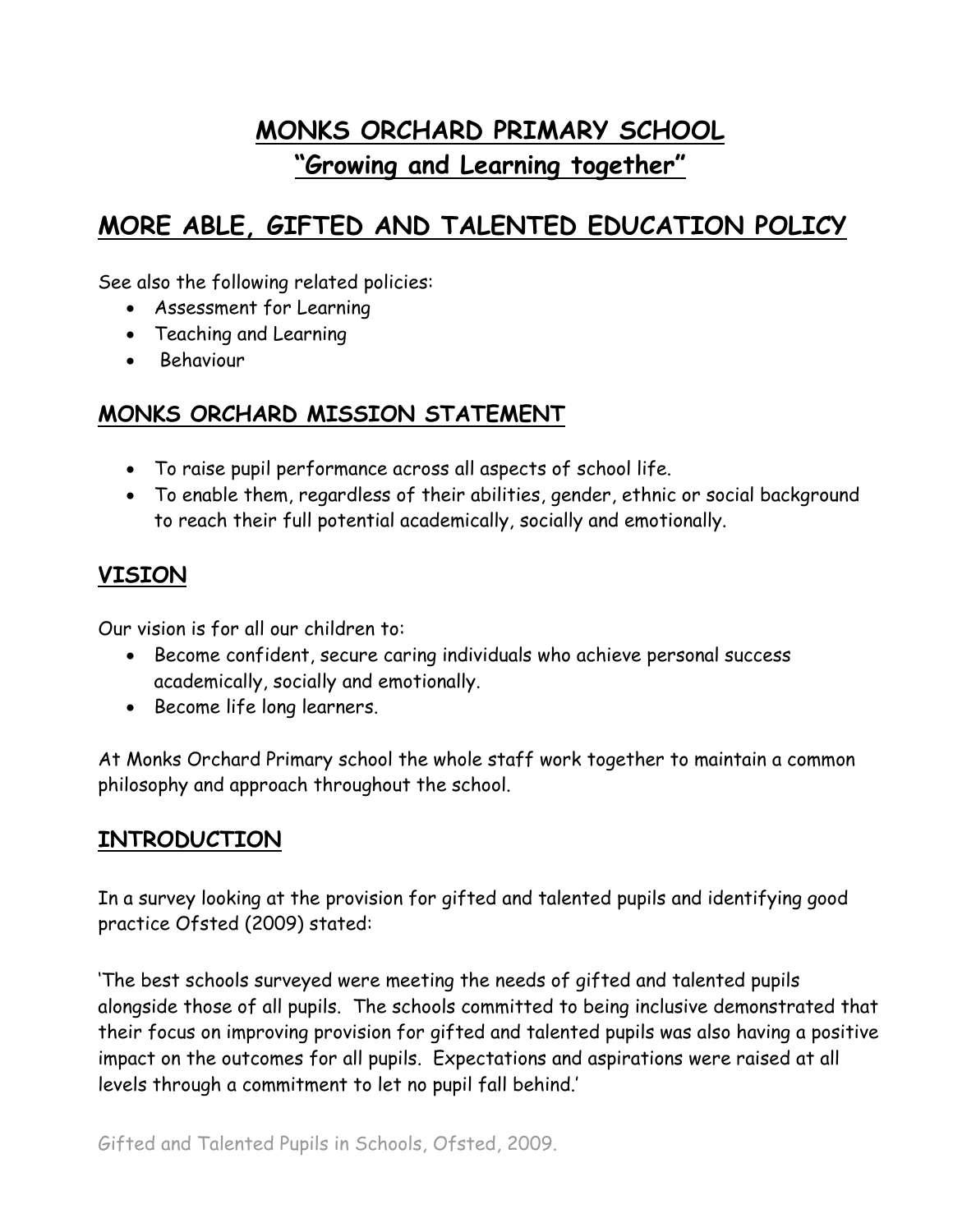# MONKS ORCHARD PRIMARY SCHOOL
## "Growing and Learning together"

# MORE ABLE, GIFTED AND TALENTED EDUCATION POLICY

See also the following related policies:

- Assessment for Learning
- Teaching and Learning
- Behaviour

## MONKS ORCHARD MISSION STATEMENT

- To raise pupil performance across all aspects of school life.
- To enable them, regardless of their abilities, gender, ethnic or social background to reach their full potential academically, socially and emotionally.

## VISION

Our vision is for all our children to:

- Become confident, secure caring individuals who achieve personal success academically, socially and emotionally.
- Become life long learners.

At Monks Orchard Primary school the whole staff work together to maintain a common philosophy and approach throughout the school.

## INTRODUCTION

In a survey looking at the provision for gifted and talented pupils and identifying good practice Ofsted (2009) stated:

'The best schools surveyed were meeting the needs of gifted and talented pupils alongside those of all pupils. The schools committed to being inclusive demonstrated that their focus on improving provision for gifted and talented pupils was also having a positive impact on the outcomes for all pupils. Expectations and aspirations were raised at all levels through a commitment to let no pupil fall behind.'

Gifted and Talented Pupils in Schools, Ofsted, 2009.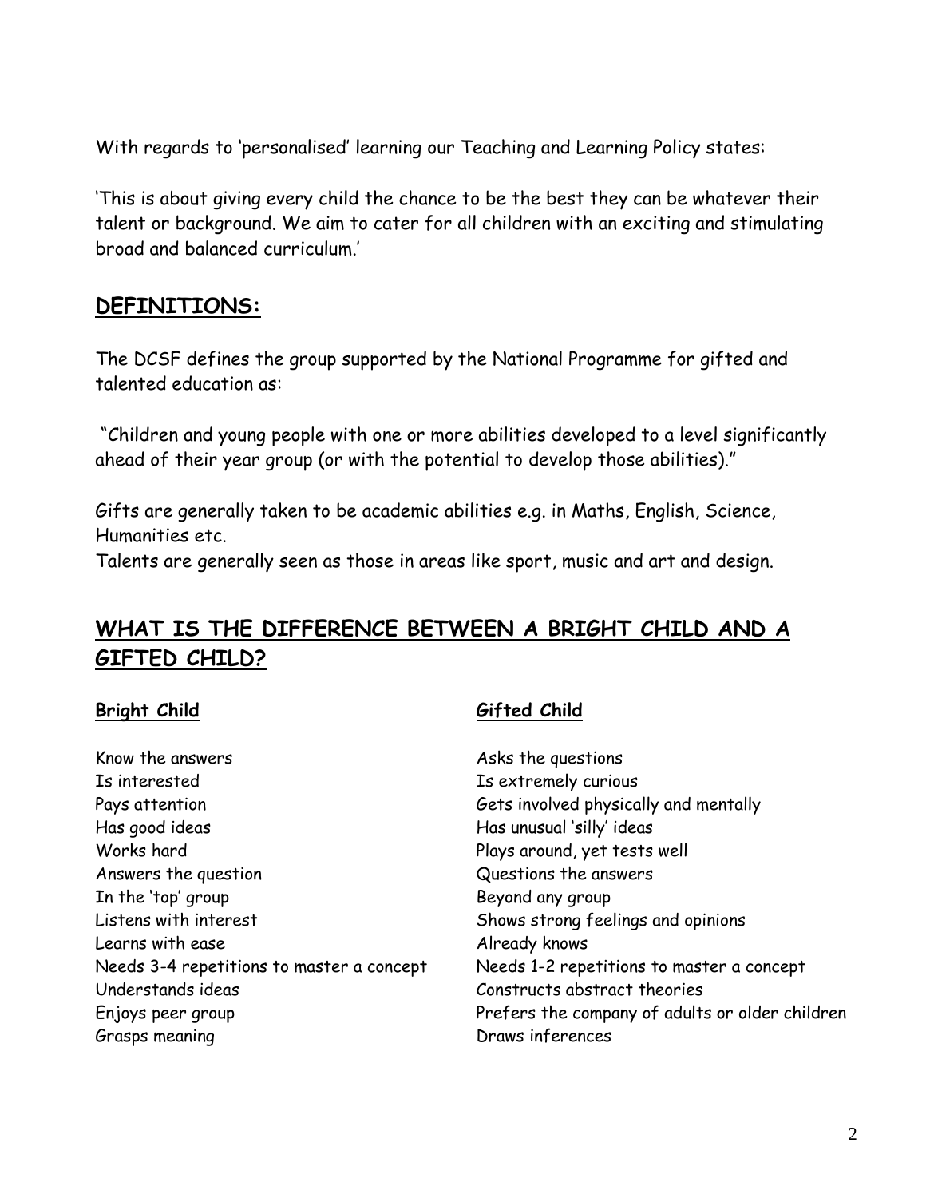With regards to 'personalised' learning our Teaching and Learning Policy states:

'This is about giving every child the chance to be the best they can be whatever their talent or background. We aim to cater for all children with an exciting and stimulating broad and balanced curriculum.'

## DEFINITIONS:

The DCSF defines the group supported by the National Programme for gifted and talented education as:

"Children and young people with one or more abilities developed to a level significantly ahead of their year group (or with the potential to develop those abilities)."

Gifts are generally taken to be academic abilities e.g. in Maths, English, Science, Humanities etc.
Talents are generally seen as those in areas like sport, music and art and design.

## WHAT IS THE DIFFERENCE BETWEEN A BRIGHT CHILD AND A GIFTED CHILD?

| **Bright Child** | **Gifted Child** |
|---|---|
| Know the answers | Asks the questions |
| Is interested | Is extremely curious |
| Pays attention | Gets involved physically and mentally |
| Has good ideas | Has unusual 'silly' ideas |
| Works hard | Plays around, yet tests well |
| Answers the question | Questions the answers |
| In the 'top' group | Beyond any group |
| Listens with interest | Shows strong feelings and opinions |
| Learns with ease | Already knows |
| Needs 3-4 repetitions to master a concept | Needs 1-2 repetitions to master a concept |
| Understands ideas | Constructs abstract theories |
| Enjoys peer group | Prefers the company of adults or older children |
| Grasps meaning | Draws inferences |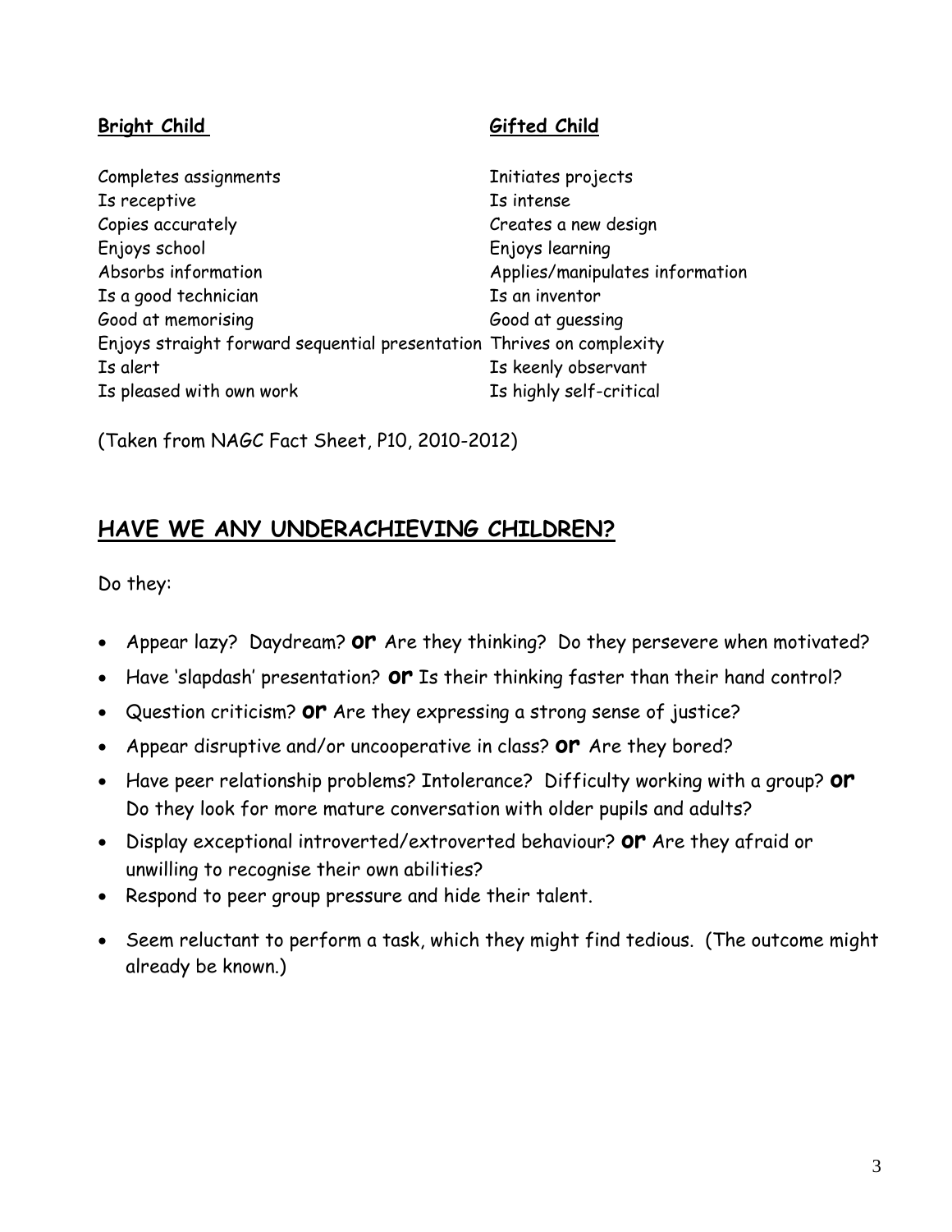| **Bright Child** | **Gifted Child** |
| --- | --- |
| Completes assignments | Initiates projects |
| Is receptive | Is intense |
| Copies accurately | Creates a new design |
| Enjoys school | Enjoys learning |
| Absorbs information | Applies/manipulates information |
| Is a good technician | Is an inventor |
| Good at memorising | Good at guessing |
| Enjoys straight forward sequential presentation | Thrives on complexity |
| Is alert | Is keenly observant |
| Is pleased with own work | Is highly self-critical |

(Taken from NAGC Fact Sheet, P10, 2010-2012)

## HAVE WE ANY UNDERACHIEVING CHILDREN?

Do they:

- Appear lazy? Daydream? **or** Are they thinking? Do they persevere when motivated?
- Have 'slapdash' presentation? **or** Is their thinking faster than their hand control?
- Question criticism? **or** Are they expressing a strong sense of justice?
- Appear disruptive and/or uncooperative in class? **or** Are they bored?
- Have peer relationship problems? Intolerance? Difficulty working with a group? **or** Do they look for more mature conversation with older pupils and adults?
- Display exceptional introverted/extroverted behaviour? **or** Are they afraid or unwilling to recognise their own abilities?
- Respond to peer group pressure and hide their talent.
- Seem reluctant to perform a task, which they might find tedious. (The outcome might already be known.)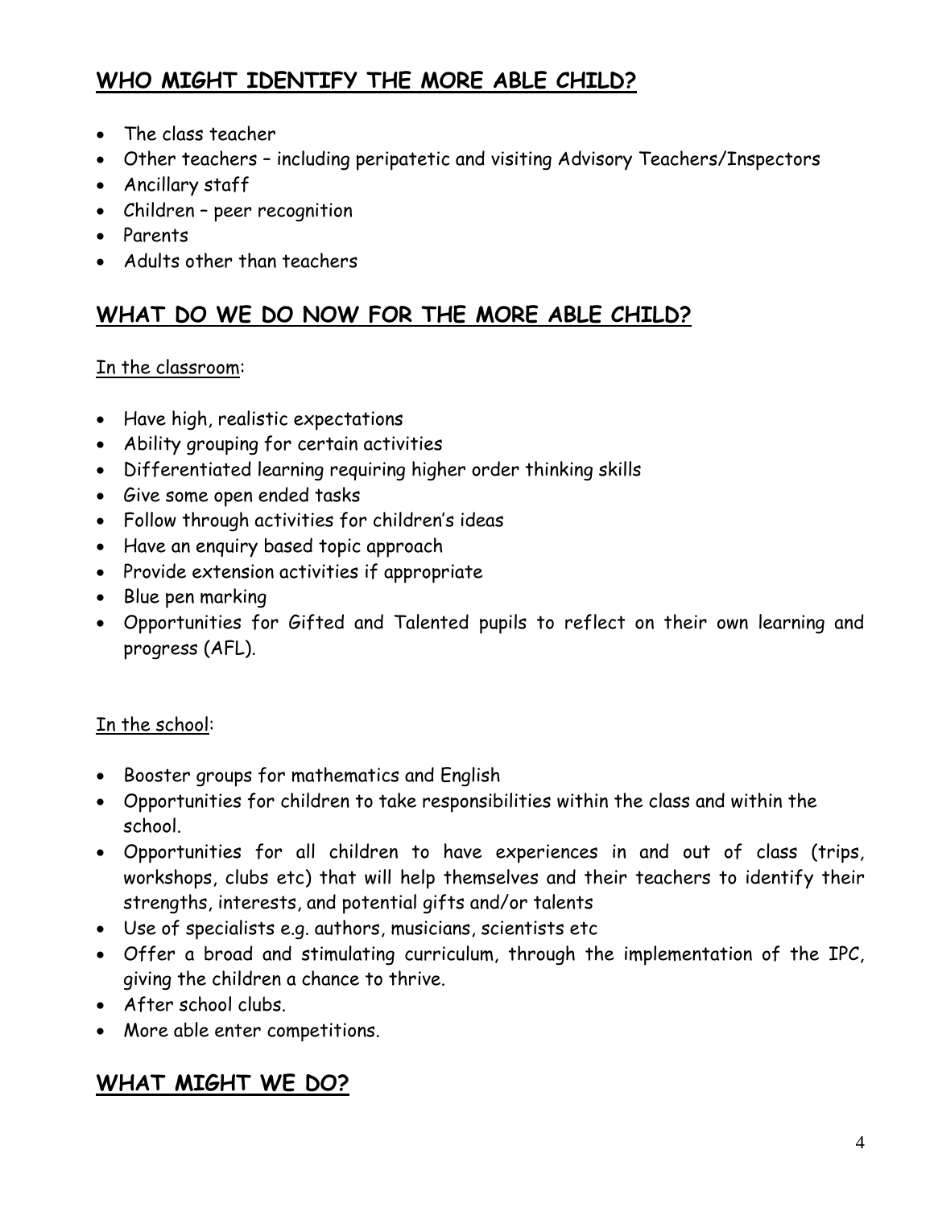## WHO MIGHT IDENTIFY THE MORE ABLE CHILD?

- The class teacher
- Other teachers – including peripatetic and visiting Advisory Teachers/Inspectors
- Ancillary staff
- Children – peer recognition
- Parents
- Adults other than teachers

## WHAT DO WE DO NOW FOR THE MORE ABLE CHILD?

In the classroom:

- Have high, realistic expectations
- Ability grouping for certain activities
- Differentiated learning requiring higher order thinking skills
- Give some open ended tasks
- Follow through activities for children's ideas
- Have an enquiry based topic approach
- Provide extension activities if appropriate
- Blue pen marking
- Opportunities for Gifted and Talented pupils to reflect on their own learning and progress (AFL).

In the school:

- Booster groups for mathematics and English
- Opportunities for children to take responsibilities within the class and within the school.
- Opportunities for all children to have experiences in and out of class (trips, workshops, clubs etc) that will help themselves and their teachers to identify their strengths, interests, and potential gifts and/or talents
- Use of specialists e.g. authors, musicians, scientists etc
- Offer a broad and stimulating curriculum, through the implementation of the IPC, giving the children a chance to thrive.
- After school clubs.
- More able enter competitions.

## WHAT MIGHT WE DO?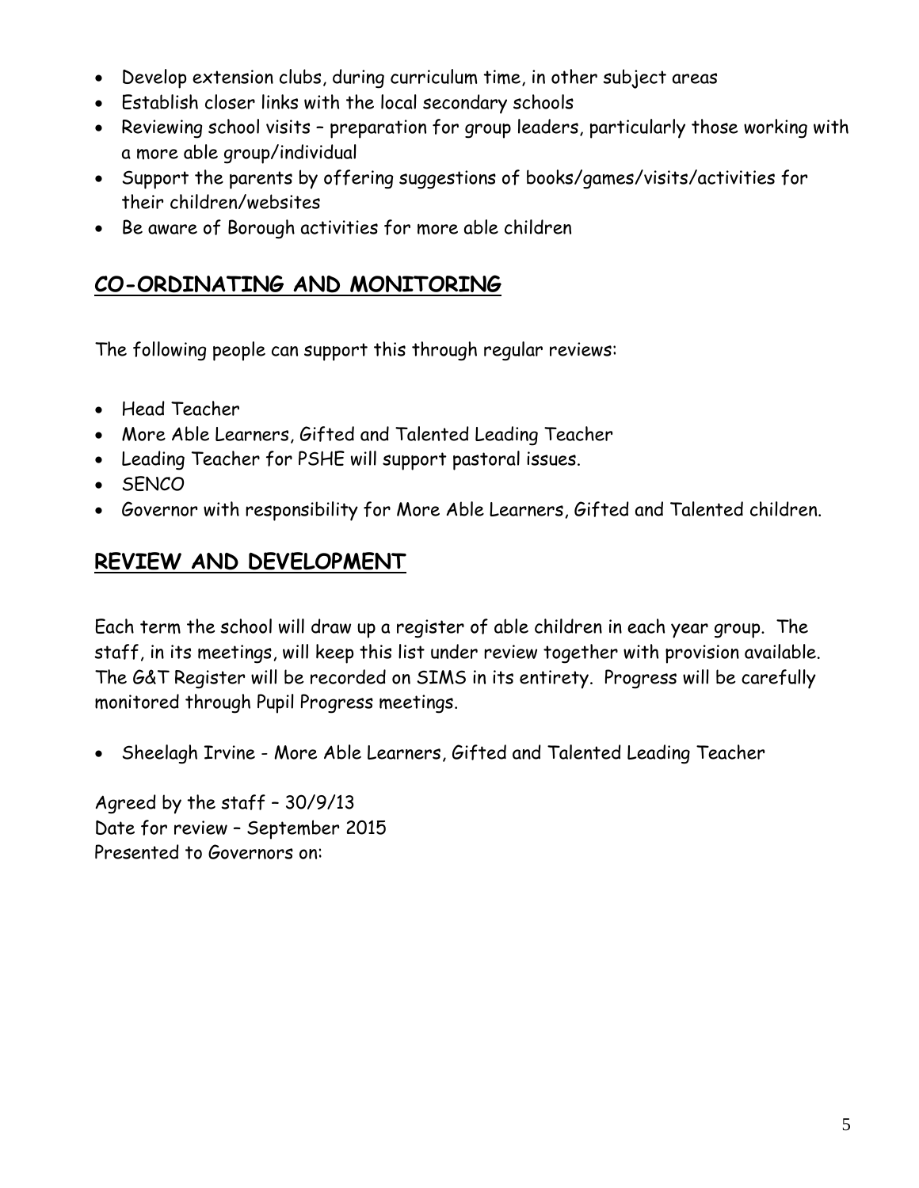- Develop extension clubs, during curriculum time, in other subject areas
- Establish closer links with the local secondary schools
- Reviewing school visits – preparation for group leaders, particularly those working with a more able group/individual
- Support the parents by offering suggestions of books/games/visits/activities for their children/websites
- Be aware of Borough activities for more able children

## CO-ORDINATING AND MONITORING

The following people can support this through regular reviews:

- Head Teacher
- More Able Learners, Gifted and Talented Leading Teacher
- Leading Teacher for PSHE will support pastoral issues.
- SENCO
- Governor with responsibility for More Able Learners, Gifted and Talented children.

## REVIEW AND DEVELOPMENT

Each term the school will draw up a register of able children in each year group. The staff, in its meetings, will keep this list under review together with provision available. The G&T Register will be recorded on SIMS in its entirety. Progress will be carefully monitored through Pupil Progress meetings.

- Sheelagh Irvine - More Able Learners, Gifted and Talented Leading Teacher

Agreed by the staff – 30/9/13
Date for review – September 2015
Presented to Governors on: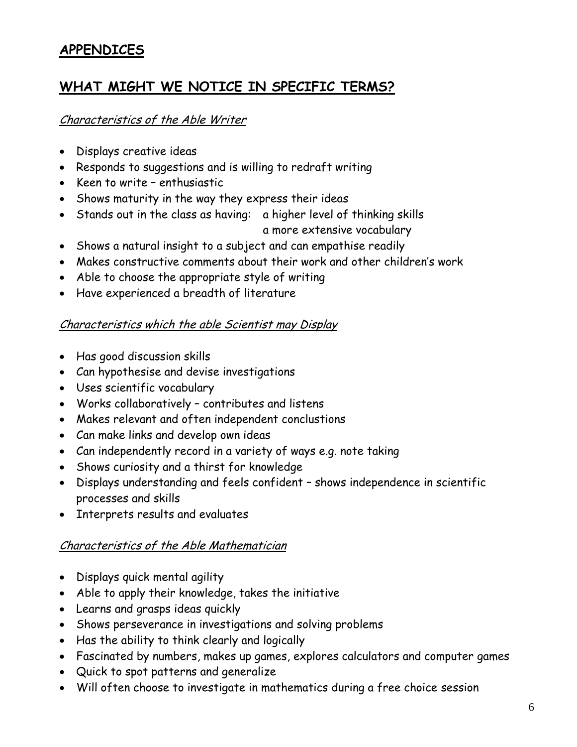## APPENDICES

## WHAT MIGHT WE NOTICE IN SPECIFIC TERMS?

### *Characteristics of the Able Writer*

- Displays creative ideas
- Responds to suggestions and is willing to redraft writing
- Keen to write – enthusiastic
- Shows maturity in the way they express their ideas
- Stands out in the class as having: a higher level of thinking skills
  a more extensive vocabulary
- Shows a natural insight to a subject and can empathise readily
- Makes constructive comments about their work and other children's work
- Able to choose the appropriate style of writing
- Have experienced a breadth of literature

### *Characteristics which the able Scientist may Display*

- Has good discussion skills
- Can hypothesise and devise investigations
- Uses scientific vocabulary
- Works collaboratively – contributes and listens
- Makes relevant and often independent conclustions
- Can make links and develop own ideas
- Can independently record in a variety of ways e.g. note taking
- Shows curiosity and a thirst for knowledge
- Displays understanding and feels confident – shows independence in scientific processes and skills
- Interprets results and evaluates

### *Characteristics of the Able Mathematician*

- Displays quick mental agility
- Able to apply their knowledge, takes the initiative
- Learns and grasps ideas quickly
- Shows perseverance in investigations and solving problems
- Has the ability to think clearly and logically
- Fascinated by numbers, makes up games, explores calculators and computer games
- Quick to spot patterns and generalize
- Will often choose to investigate in mathematics during a free choice session